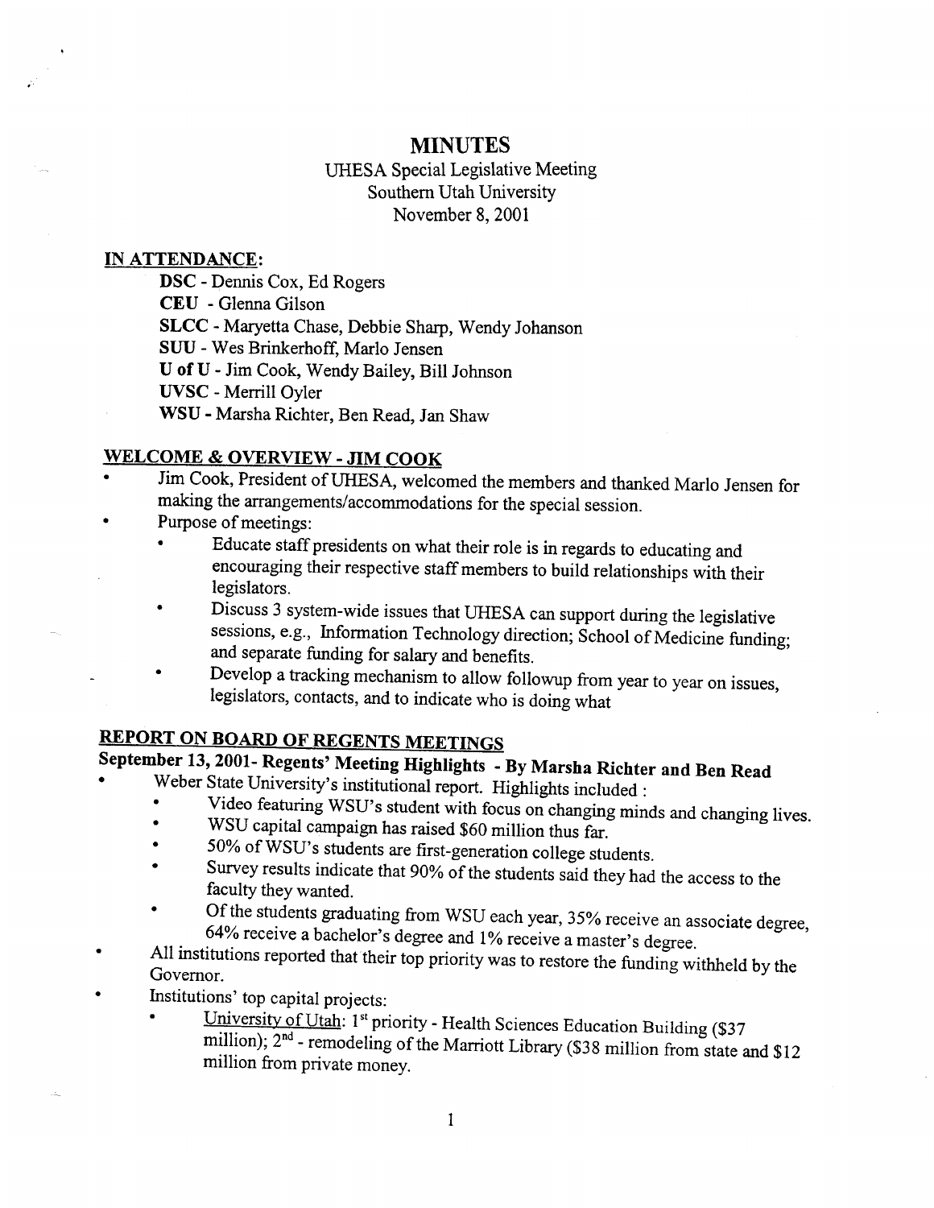# MINUTES

UHESA Special Legislative Meeting
Southern Utah University
November 8, 2001

## IN ATTENDANCE:

**DSC** - Dennis Cox, Ed Rogers
**CEU** - Glenna Gilson
**SLCC** - Maryetta Chase, Debbie Sharp, Wendy Johanson
**SUU** - Wes Brinkerhoff, Marlo Jensen
**U of U** - Jim Cook, Wendy Bailey, Bill Johnson
**UVSC** - Merrill Oyler
**WSU** - Marsha Richter, Ben Read, Jan Shaw

## WELCOME & OVERVIEW - JIM COOK

- Jim Cook, President of UHESA, welcomed the members and thanked Marlo Jensen for making the arrangements/accommodations for the special session.
- Purpose of meetings:
  - Educate staff presidents on what their role is in regards to educating and encouraging their respective staff members to build relationships with their legislators.
  - Discuss 3 system-wide issues that UHESA can support during the legislative sessions, e.g., Information Technology direction; School of Medicine funding; and separate funding for salary and benefits.
  - Develop a tracking mechanism to allow followup from year to year on issues, legislators, contacts, and to indicate who is doing what

## REPORT ON BOARD OF REGENTS MEETINGS

### September 13, 2001- Regents' Meeting Highlights - By Marsha Richter and Ben Read

- Weber State University's institutional report. Highlights included :
  - Video featuring WSU's student with focus on changing minds and changing lives.
  - WSU capital campaign has raised $60 million thus far.
  - 50% of WSU's students are first-generation college students.
  - Survey results indicate that 90% of the students said they had the access to the faculty they wanted.
  - Of the students graduating from WSU each year, 35% receive an associate degree, 64% receive a bachelor's degree and 1% receive a master's degree.
- All institutions reported that their top priority was to restore the funding withheld by the Governor.
- Institutions' top capital projects:
  - University of Utah: 1st priority - Health Sciences Education Building ($37 million); 2nd - remodeling of the Marriott Library ($38 million from state and $12 million from private money.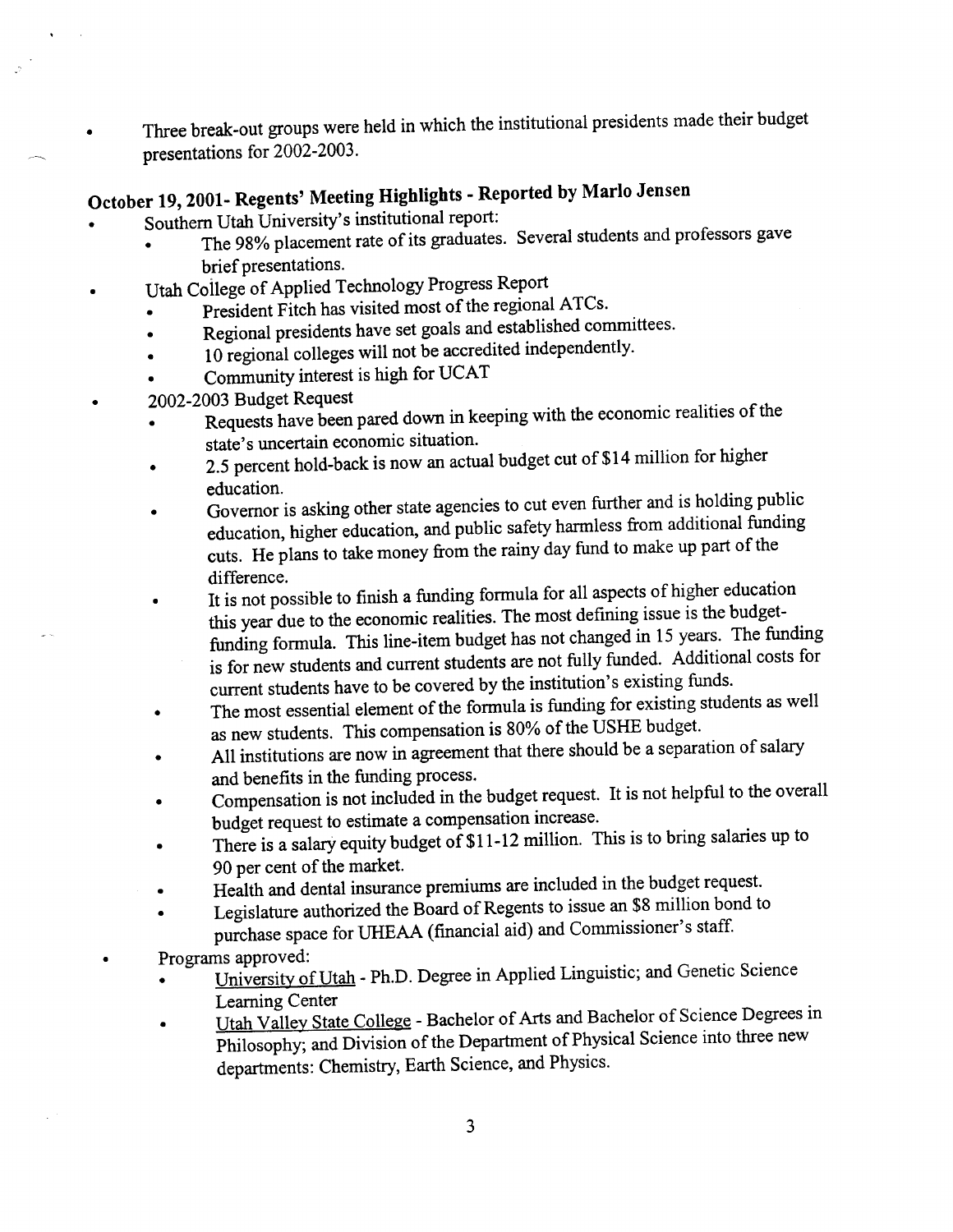- Three break-out groups were held in which the institutional presidents made their budget presentations for 2002-2003.

## October 19, 2001- Regents' Meeting Highlights - Reported by Marlo Jensen

- Southern Utah University's institutional report:
  - The 98% placement rate of its graduates. Several students and professors gave brief presentations.
- Utah College of Applied Technology Progress Report
  - President Fitch has visited most of the regional ATCs.
  - Regional presidents have set goals and established committees.
  - 10 regional colleges will not be accredited independently.
  - Community interest is high for UCAT
- 2002-2003 Budget Request
  - Requests have been pared down in keeping with the economic realities of the state's uncertain economic situation.
  - 2.5 percent hold-back is now an actual budget cut of $14 million for higher education.
  - Governor is asking other state agencies to cut even further and is holding public education, higher education, and public safety harmless from additional funding cuts. He plans to take money from the rainy day fund to make up part of the difference.
  - It is not possible to finish a funding formula for all aspects of higher education this year due to the economic realities. The most defining issue is the budget-funding formula. This line-item budget has not changed in 15 years. The funding is for new students and current students are not fully funded. Additional costs for current students have to be covered by the institution's existing funds.
  - The most essential element of the formula is funding for existing students as well as new students. This compensation is 80% of the USHE budget.
  - All institutions are now in agreement that there should be a separation of salary and benefits in the funding process.
  - Compensation is not included in the budget request. It is not helpful to the overall budget request to estimate a compensation increase.
  - There is a salary equity budget of $11-12 million. This is to bring salaries up to 90 per cent of the market.
  - Health and dental insurance premiums are included in the budget request.
  - Legislature authorized the Board of Regents to issue an $8 million bond to purchase space for UHEAA (financial aid) and Commissioner's staff.
- Programs approved:
  - University of Utah - Ph.D. Degree in Applied Linguistic; and Genetic Science Learning Center
  - Utah Valley State College - Bachelor of Arts and Bachelor of Science Degrees in Philosophy; and Division of the Department of Physical Science into three new departments: Chemistry, Earth Science, and Physics.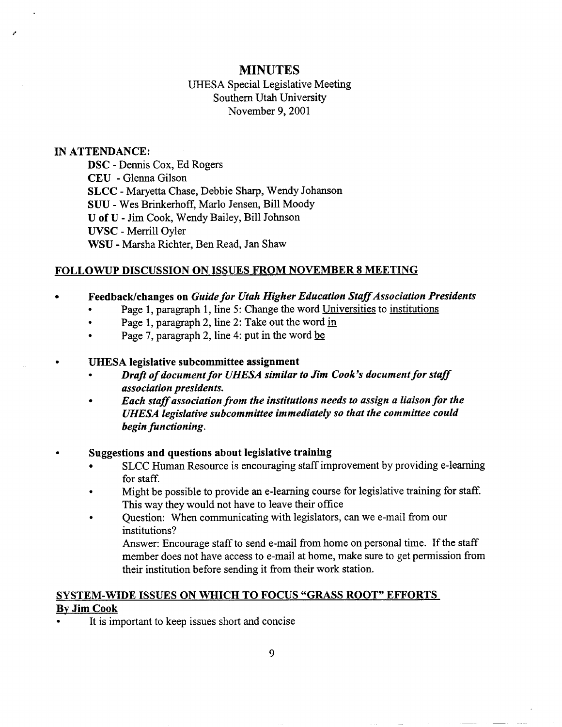# MINUTES

UHESA Special Legislative Meeting
Southern Utah University
November 9, 2001

**IN ATTENDANCE:**

**DSC** - Dennis Cox, Ed Rogers
**CEU** - Glenna Gilson
**SLCC** - Maryetta Chase, Debbie Sharp, Wendy Johanson
**SUU** - Wes Brinkerhoff, Marlo Jensen, Bill Moody
**U of U** - Jim Cook, Wendy Bailey, Bill Johnson
**UVSC** - Merrill Oyler
**WSU** - Marsha Richter, Ben Read, Jan Shaw

## FOLLOWUP DISCUSSION ON ISSUES FROM NOVEMBER 8 MEETING

- **Feedback/changes on *Guide for Utah Higher Education Staff Association Presidents***
  - Page 1, paragraph 1, line 5: Change the word Universities to institutions
  - Page 1, paragraph 2, line 2: Take out the word in
  - Page 7, paragraph 2, line 4: put in the word be

- **UHESA legislative subcommittee assignment**
  - ***Draft of document for UHESA similar to Jim Cook's document for staff association presidents.***
  - ***Each staff association from the institutions needs to assign a liaison for the UHESA legislative subcommittee immediately so that the committee could begin functioning.***

- **Suggestions and questions about legislative training**
  - SLCC Human Resource is encouraging staff improvement by providing e-learning for staff.
  - Might be possible to provide an e-learning course for legislative training for staff. This way they would not have to leave their office
  - Question: When communicating with legislators, can we e-mail from our institutions?

    Answer: Encourage staff to send e-mail from home on personal time. If the staff member does not have access to e-mail at home, make sure to get permission from their institution before sending it from their work station.

## SYSTEM-WIDE ISSUES ON WHICH TO FOCUS "GRASS ROOT" EFFORTS
### By Jim Cook

- It is important to keep issues short and concise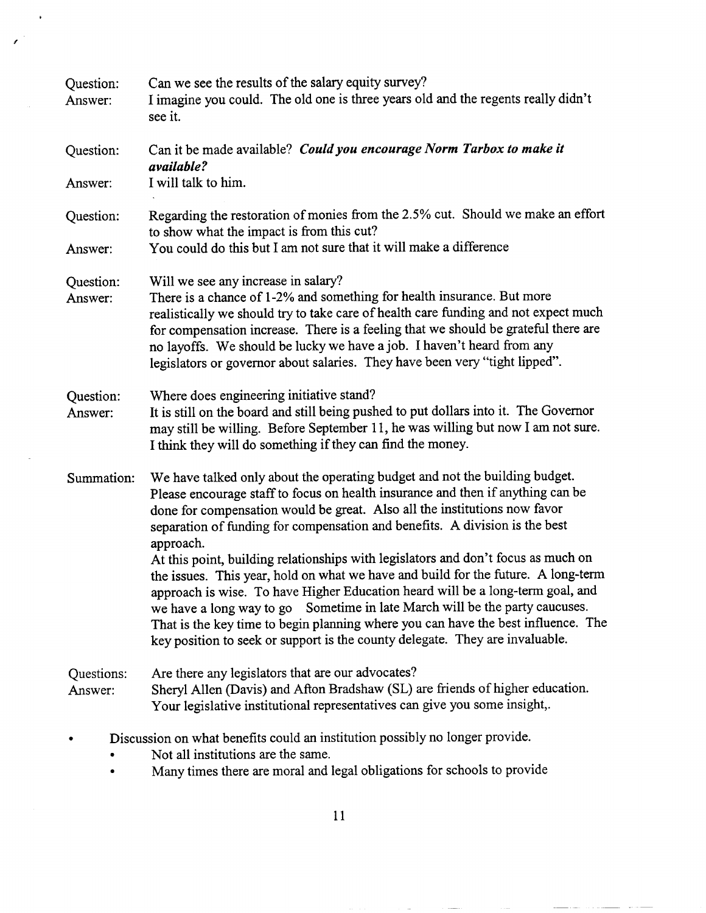Question: Can we see the results of the salary equity survey?
Answer: I imagine you could. The old one is three years old and the regents really didn't see it.

Question: Can it be made available? ***Could you encourage Norm Tarbox to make it available?***
Answer: I will talk to him.

Question: Regarding the restoration of monies from the 2.5% cut. Should we make an effort to show what the impact is from this cut?
Answer: You could do this but I am not sure that it will make a difference

Question: Will we see any increase in salary?
Answer: There is a chance of 1-2% and something for health insurance. But more realistically we should try to take care of health care funding and not expect much for compensation increase. There is a feeling that we should be grateful there are no layoffs. We should be lucky we have a job. I haven't heard from any legislators or governor about salaries. They have been very "tight lipped".

Question: Where does engineering initiative stand?
Answer: It is still on the board and still being pushed to put dollars into it. The Governor may still be willing. Before September 11, he was willing but now I am not sure. I think they will do something if they can find the money.

Summation: We have talked only about the operating budget and not the building budget. Please encourage staff to focus on health insurance and then if anything can be done for compensation would be great. Also all the institutions now favor separation of funding for compensation and benefits. A division is the best approach.
At this point, building relationships with legislators and don't focus as much on the issues. This year, hold on what we have and build for the future. A long-term approach is wise. To have Higher Education heard will be a long-term goal, and we have a long way to go Sometime in late March will be the party caucuses. That is the key time to begin planning where you can have the best influence. The key position to seek or support is the county delegate. They are invaluable.

Questions: Are there any legislators that are our advocates?
Answer: Sheryl Allen (Davis) and Afton Bradshaw (SL) are friends of higher education. Your legislative institutional representatives can give you some insight,.

- Discussion on what benefits could an institution possibly no longer provide.
  - Not all institutions are the same.
  - Many times there are moral and legal obligations for schools to provide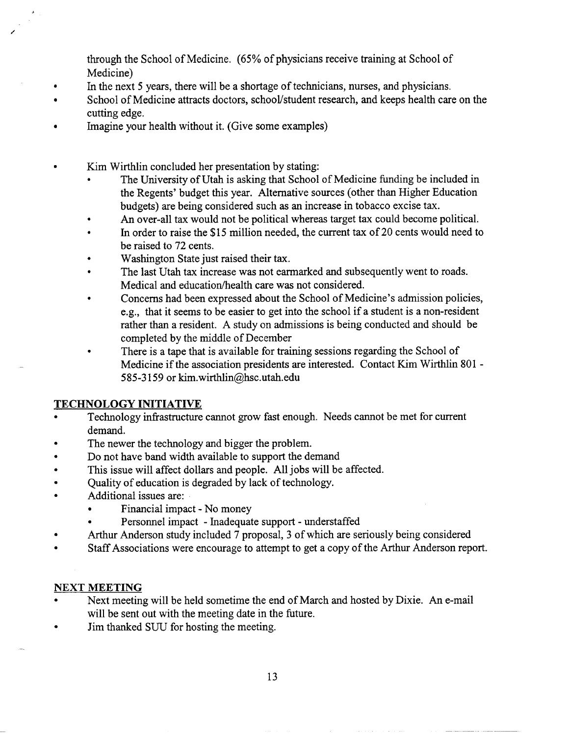through the School of Medicine. (65% of physicians receive training at School of Medicine)

- In the next 5 years, there will be a shortage of technicians, nurses, and physicians.
- School of Medicine attracts doctors, school/student research, and keeps health care on the cutting edge.
- Imagine your health without it. (Give some examples)

- Kim Wirthlin concluded her presentation by stating:
  - The University of Utah is asking that School of Medicine funding be included in the Regents' budget this year. Alternative sources (other than Higher Education budgets) are being considered such as an increase in tobacco excise tax.
  - An over-all tax would not be political whereas target tax could become political.
  - In order to raise the $15 million needed, the current tax of 20 cents would need to be raised to 72 cents.
  - Washington State just raised their tax.
  - The last Utah tax increase was not earmarked and subsequently went to roads. Medical and education/health care was not considered.
  - Concerns had been expressed about the School of Medicine's admission policies, e.g., that it seems to be easier to get into the school if a student is a non-resident rather than a resident. A study on admissions is being conducted and should be completed by the middle of December
  - There is a tape that is available for training sessions regarding the School of Medicine if the association presidents are interested. Contact Kim Wirthlin 801 - 585-3159 or kim.wirthlin@hsc.utah.edu

## TECHNOLOGY INITIATIVE

- Technology infrastructure cannot grow fast enough. Needs cannot be met for current demand.
- The newer the technology and bigger the problem.
- Do not have band width available to support the demand
- This issue will affect dollars and people. All jobs will be affected.
- Quality of education is degraded by lack of technology.
- Additional issues are:
  - Financial impact - No money
  - Personnel impact - Inadequate support - understaffed
- Arthur Anderson study included 7 proposal, 3 of which are seriously being considered
- Staff Associations were encourage to attempt to get a copy of the Arthur Anderson report.

## NEXT MEETING

- Next meeting will be held sometime the end of March and hosted by Dixie. An e-mail will be sent out with the meeting date in the future.
- Jim thanked SUU for hosting the meeting.